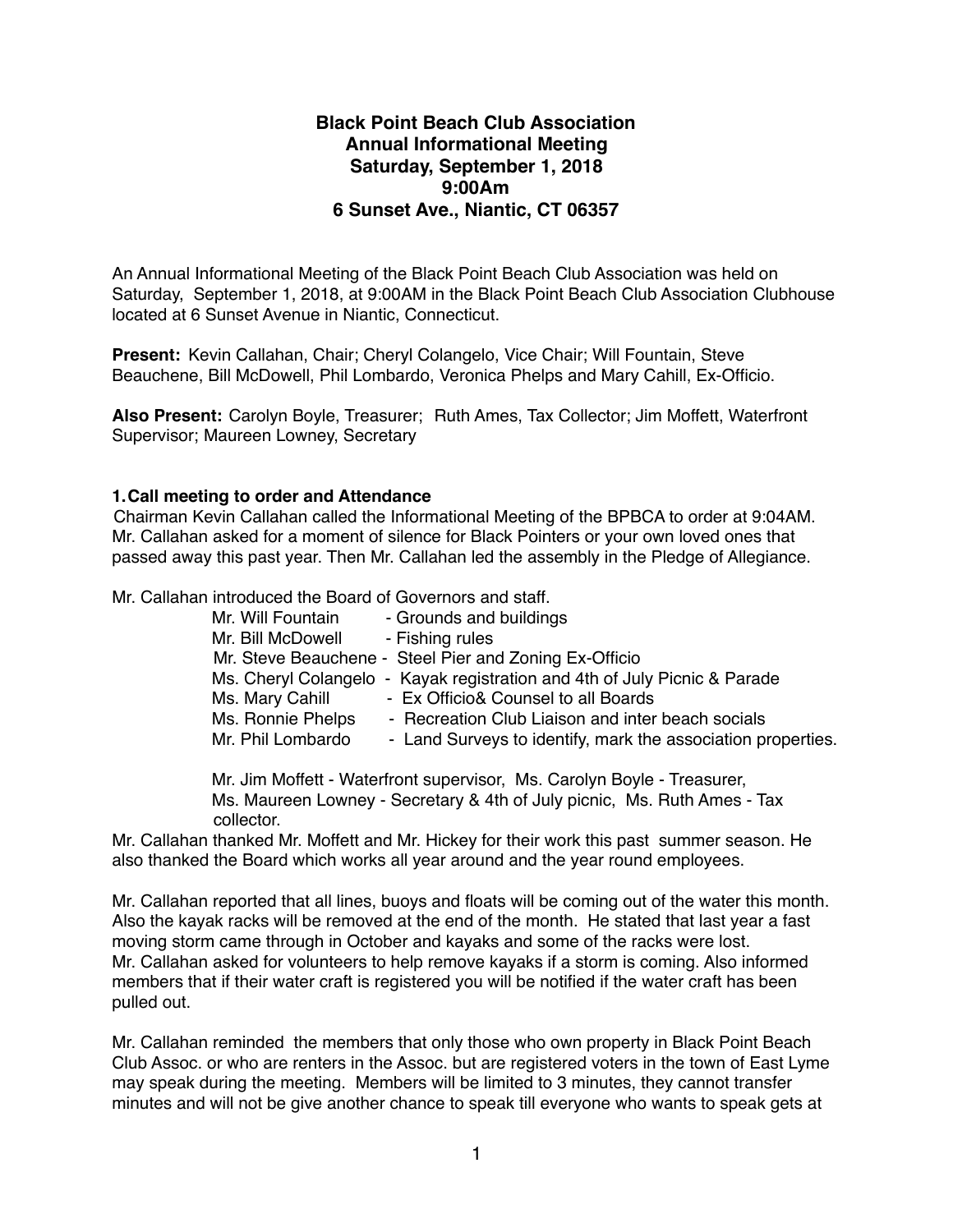# Black Point Beach Club Association
## Annual Informational Meeting
### Saturday, September 1, 2018
### 9:00Am
### 6 Sunset Ave., Niantic, CT 06357

An Annual Informational Meeting of the Black Point Beach Club Association was held on Saturday, September 1, 2018, at 9:00AM in the Black Point Beach Club Association Clubhouse located at 6 Sunset Avenue in Niantic, Connecticut.

**Present:** Kevin Callahan, Chair; Cheryl Colangelo, Vice Chair; Will Fountain, Steve Beauchene, Bill McDowell, Phil Lombardo, Veronica Phelps and Mary Cahill, Ex-Officio.

**Also Present:** Carolyn Boyle, Treasurer; Ruth Ames, Tax Collector; Jim Moffett, Waterfront Supervisor; Maureen Lowney, Secretary

**1. Call meeting to order and Attendance**

Chairman Kevin Callahan called the Informational Meeting of the BPBCA to order at 9:04AM. Mr. Callahan asked for a moment of silence for Black Pointers or your own loved ones that passed away this past year. Then Mr. Callahan led the assembly in the Pledge of Allegiance.

Mr. Callahan introduced the Board of Governors and staff.

- Mr. Will Fountain - Grounds and buildings
- Mr. Bill McDowell - Fishing rules
- Mr. Steve Beauchene - Steel Pier and Zoning Ex-Officio
- Ms. Cheryl Colangelo - Kayak registration and 4th of July Picnic & Parade
- Ms. Mary Cahill - Ex Officio& Counsel to all Boards
- Ms. Ronnie Phelps - Recreation Club Liaison and inter beach socials
- Mr. Phil Lombardo - Land Surveys to identify, mark the association properties.

Mr. Jim Moffett - Waterfront supervisor, Ms. Carolyn Boyle - Treasurer, Ms. Maureen Lowney - Secretary & 4th of July picnic, Ms. Ruth Ames - Tax collector.

Mr. Callahan thanked Mr. Moffett and Mr. Hickey for their work this past summer season. He also thanked the Board which works all year around and the year round employees.

Mr. Callahan reported that all lines, buoys and floats will be coming out of the water this month. Also the kayak racks will be removed at the end of the month. He stated that last year a fast moving storm came through in October and kayaks and some of the racks were lost. Mr. Callahan asked for volunteers to help remove kayaks if a storm is coming. Also informed members that if their water craft is registered you will be notified if the water craft has been pulled out.

Mr. Callahan reminded the members that only those who own property in Black Point Beach Club Assoc. or who are renters in the Assoc. but are registered voters in the town of East Lyme may speak during the meeting. Members will be limited to 3 minutes, they cannot transfer minutes and will not be give another chance to speak till everyone who wants to speak gets at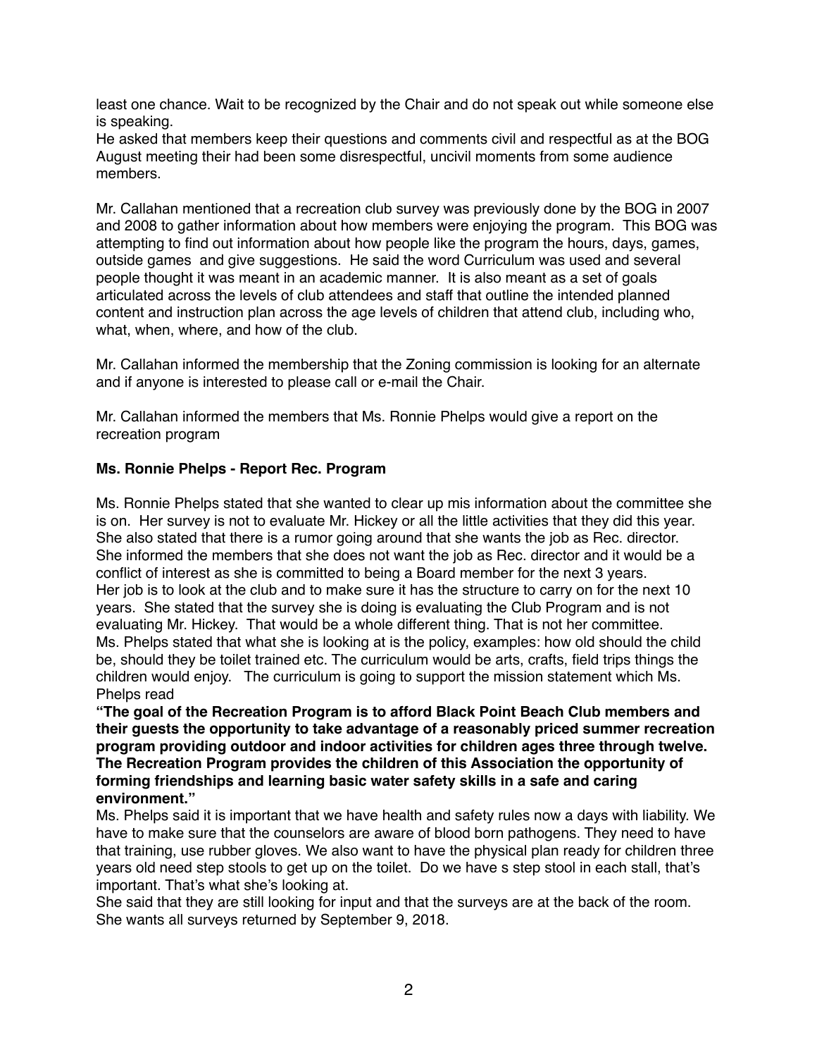least one chance. Wait to be recognized by the Chair and do not speak out while someone else is speaking.
He asked that members keep their questions and comments civil and respectful as at the BOG August meeting their had been some disrespectful, uncivil moments from some audience members.

Mr. Callahan mentioned that a recreation club survey was previously done by the BOG in 2007 and 2008 to gather information about how members were enjoying the program. This BOG was attempting to find out information about how people like the program the hours, days, games, outside games and give suggestions. He said the word Curriculum was used and several people thought it was meant in an academic manner. It is also meant as a set of goals articulated across the levels of club attendees and staff that outline the intended planned content and instruction plan across the age levels of children that attend club, including who, what, when, where, and how of the club.

Mr. Callahan informed the membership that the Zoning commission is looking for an alternate and if anyone is interested to please call or e-mail the Chair.

Mr. Callahan informed the members that Ms. Ronnie Phelps would give a report on the recreation program

**Ms. Ronnie Phelps - Report Rec. Program**

Ms. Ronnie Phelps stated that she wanted to clear up mis information about the committee she is on. Her survey is not to evaluate Mr. Hickey or all the little activities that they did this year. She also stated that there is a rumor going around that she wants the job as Rec. director. She informed the members that she does not want the job as Rec. director and it would be a conflict of interest as she is committed to being a Board member for the next 3 years. Her job is to look at the club and to make sure it has the structure to carry on for the next 10 years. She stated that the survey she is doing is evaluating the Club Program and is not evaluating Mr. Hickey. That would be a whole different thing. That is not her committee. Ms. Phelps stated that what she is looking at is the policy, examples: how old should the child be, should they be toilet trained etc. The curriculum would be arts, crafts, field trips things the children would enjoy. The curriculum is going to support the mission statement which Ms. Phelps read

**"The goal of the Recreation Program is to afford Black Point Beach Club members and their guests the opportunity to take advantage of a reasonably priced summer recreation program providing outdoor and indoor activities for children ages three through twelve. The Recreation Program provides the children of this Association the opportunity of forming friendships and learning basic water safety skills in a safe and caring environment."**

Ms. Phelps said it is important that we have health and safety rules now a days with liability. We have to make sure that the counselors are aware of blood born pathogens. They need to have that training, use rubber gloves. We also want to have the physical plan ready for children three years old need step stools to get up on the toilet. Do we have s step stool in each stall, that's important. That's what she's looking at.
She said that they are still looking for input and that the surveys are at the back of the room. She wants all surveys returned by September 9, 2018.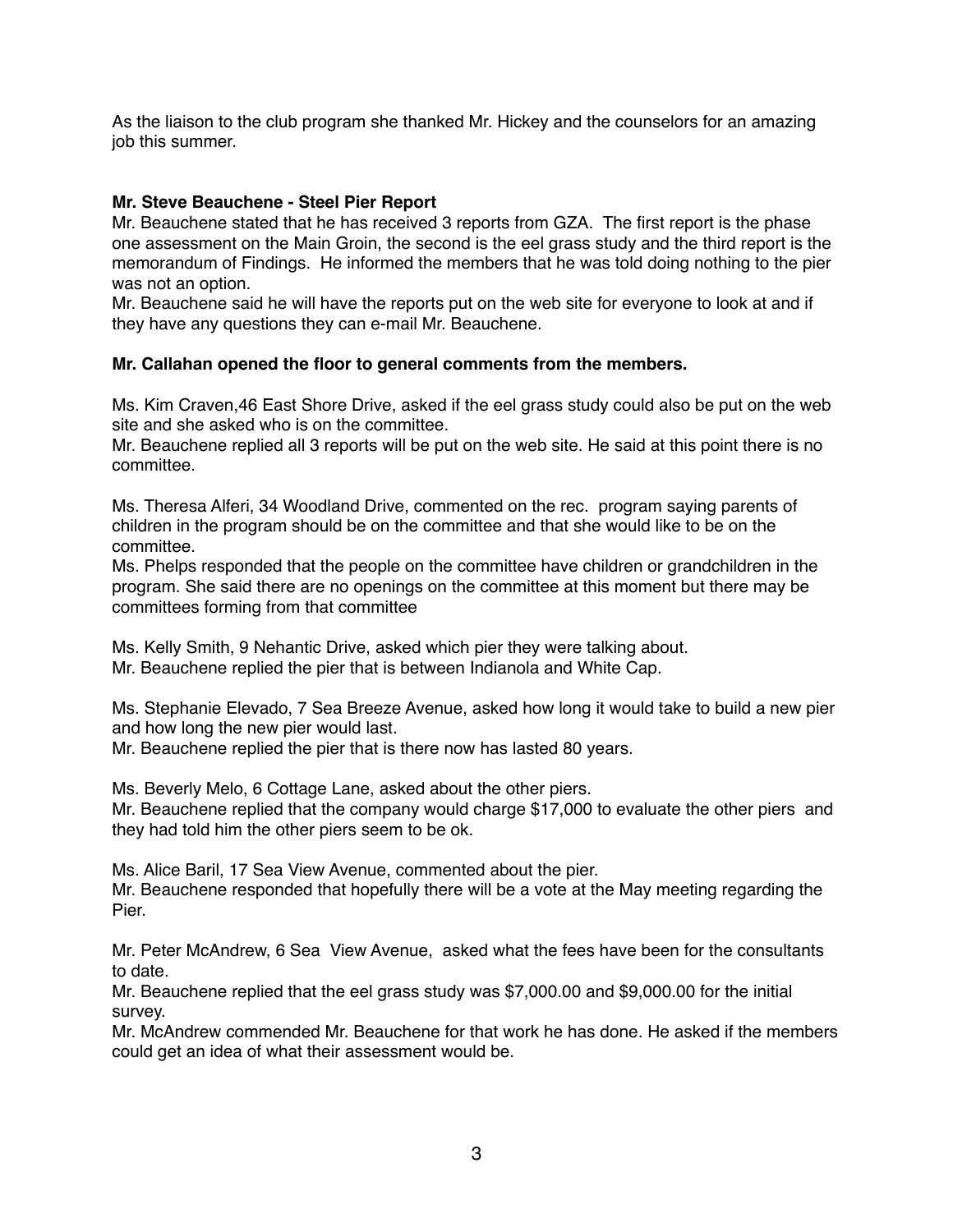As the liaison to the club program she thanked Mr. Hickey and the counselors for an amazing job this summer.

**Mr. Steve Beauchene - Steel Pier Report**

Mr. Beauchene stated that he has received 3 reports from GZA. The first report is the phase one assessment on the Main Groin, the second is the eel grass study and the third report is the memorandum of Findings. He informed the members that he was told doing nothing to the pier was not an option.

Mr. Beauchene said he will have the reports put on the web site for everyone to look at and if they have any questions they can e-mail Mr. Beauchene.

**Mr. Callahan opened the floor to general comments from the members.**

Ms. Kim Craven,46 East Shore Drive, asked if the eel grass study could also be put on the web site and she asked who is on the committee.

Mr. Beauchene replied all 3 reports will be put on the web site. He said at this point there is no committee.

Ms. Theresa Alferi, 34 Woodland Drive, commented on the rec. program saying parents of children in the program should be on the committee and that she would like to be on the committee.

Ms. Phelps responded that the people on the committee have children or grandchildren in the program. She said there are no openings on the committee at this moment but there may be committees forming from that committee

Ms. Kelly Smith, 9 Nehantic Drive, asked which pier they were talking about.

Mr. Beauchene replied the pier that is between Indianola and White Cap.

Ms. Stephanie Elevado, 7 Sea Breeze Avenue, asked how long it would take to build a new pier and how long the new pier would last.

Mr. Beauchene replied the pier that is there now has lasted 80 years.

Ms. Beverly Melo, 6 Cottage Lane, asked about the other piers.

Mr. Beauchene replied that the company would charge $17,000 to evaluate the other piers and they had told him the other piers seem to be ok.

Ms. Alice Baril, 17 Sea View Avenue, commented about the pier.

Mr. Beauchene responded that hopefully there will be a vote at the May meeting regarding the Pier.

Mr. Peter McAndrew, 6 Sea View Avenue, asked what the fees have been for the consultants to date.

Mr. Beauchene replied that the eel grass study was $7,000.00 and $9,000.00 for the initial survey.

Mr. McAndrew commended Mr. Beauchene for that work he has done. He asked if the members could get an idea of what their assessment would be.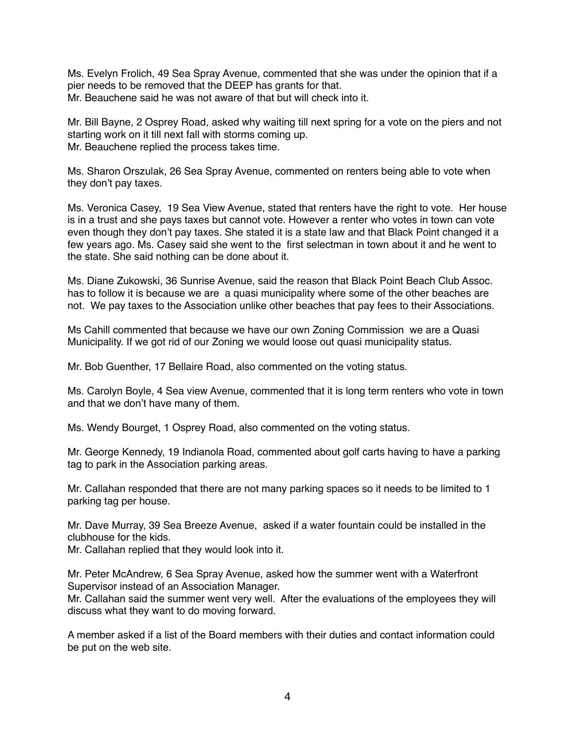Ms. Evelyn Frolich, 49 Sea Spray Avenue, commented that she was under the opinion that if a pier needs to be removed that the DEEP has grants for that.
Mr. Beauchene said he was not aware of that but will check into it.

Mr. Bill Bayne, 2 Osprey Road, asked why waiting till next spring for a vote on the piers and not starting work on it till next fall with storms coming up.
Mr. Beauchene replied the process takes time.

Ms. Sharon Orszulak, 26 Sea Spray Avenue, commented on renters being able to vote when they don't pay taxes.

Ms. Veronica Casey, 19 Sea View Avenue, stated that renters have the right to vote. Her house is in a trust and she pays taxes but cannot vote. However a renter who votes in town can vote even though they don't pay taxes. She stated it is a state law and that Black Point changed it a few years ago. Ms. Casey said she went to the first selectman in town about it and he went to the state. She said nothing can be done about it.

Ms. Diane Zukowski, 36 Sunrise Avenue, said the reason that Black Point Beach Club Assoc. has to follow it is because we are a quasi municipality where some of the other beaches are not. We pay taxes to the Association unlike other beaches that pay fees to their Associations.

Ms Cahill commented that because we have our own Zoning Commission we are a Quasi Municipality. If we got rid of our Zoning we would loose out quasi municipality status.

Mr. Bob Guenther, 17 Bellaire Road, also commented on the voting status.

Ms. Carolyn Boyle, 4 Sea view Avenue, commented that it is long term renters who vote in town and that we don't have many of them.

Ms. Wendy Bourget, 1 Osprey Road, also commented on the voting status.

Mr. George Kennedy, 19 Indianola Road, commented about golf carts having to have a parking tag to park in the Association parking areas.

Mr. Callahan responded that there are not many parking spaces so it needs to be limited to 1 parking tag per house.

Mr. Dave Murray, 39 Sea Breeze Avenue, asked if a water fountain could be installed in the clubhouse for the kids.
Mr. Callahan replied that they would look into it.

Mr. Peter McAndrew, 6 Sea Spray Avenue, asked how the summer went with a Waterfront Supervisor instead of an Association Manager.
Mr. Callahan said the summer went very well. After the evaluations of the employees they will discuss what they want to do moving forward.

A member asked if a list of the Board members with their duties and contact information could be put on the web site.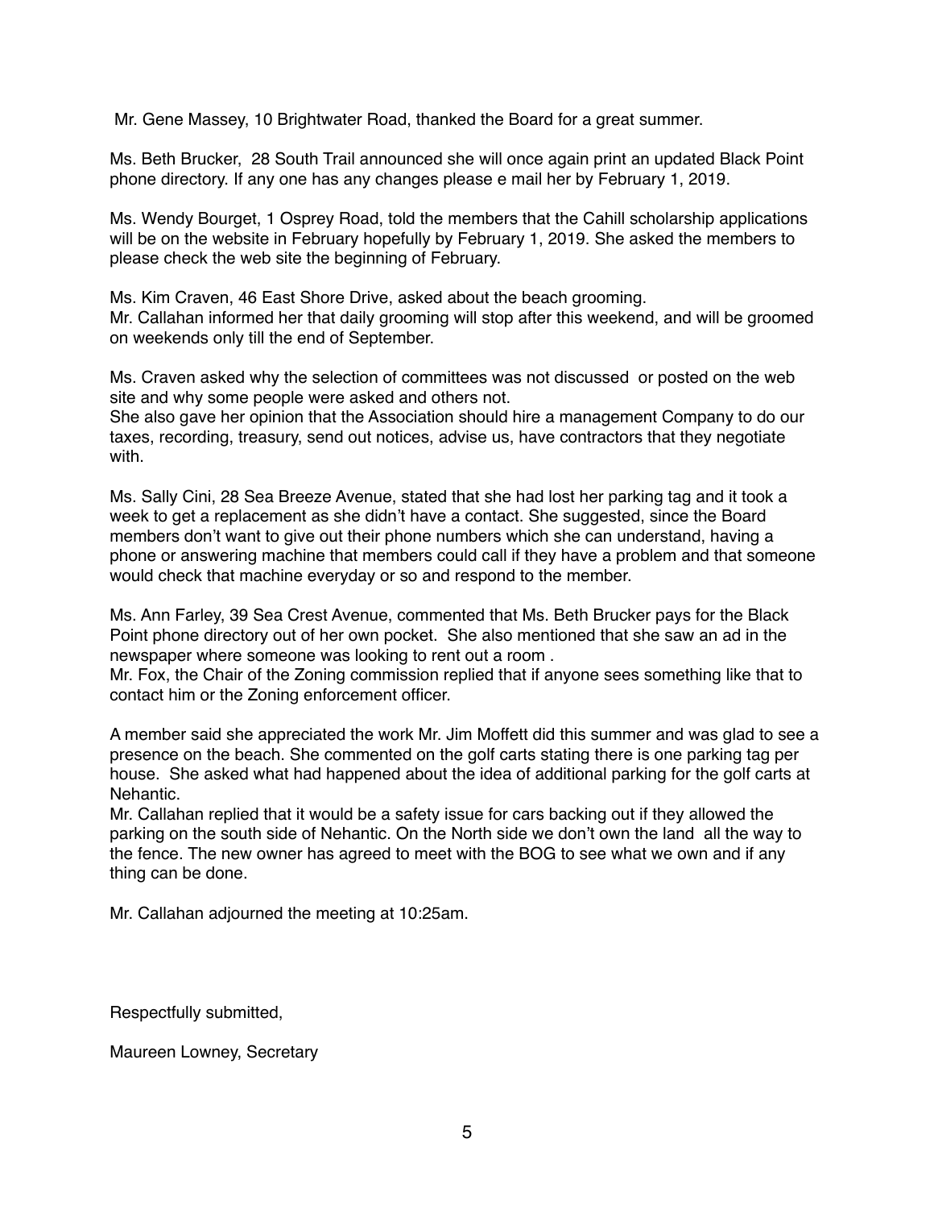Mr. Gene Massey, 10 Brightwater Road, thanked the Board for a great summer.

Ms. Beth Brucker, 28 South Trail announced she will once again print an updated Black Point phone directory. If any one has any changes please e mail her by February 1, 2019.

Ms. Wendy Bourget, 1 Osprey Road, told the members that the Cahill scholarship applications will be on the website in February hopefully by February 1, 2019. She asked the members to please check the web site the beginning of February.

Ms. Kim Craven, 46 East Shore Drive, asked about the beach grooming.
Mr. Callahan informed her that daily grooming will stop after this weekend, and will be groomed on weekends only till the end of September.

Ms. Craven asked why the selection of committees was not discussed or posted on the web site and why some people were asked and others not.
She also gave her opinion that the Association should hire a management Company to do our taxes, recording, treasury, send out notices, advise us, have contractors that they negotiate with.

Ms. Sally Cini, 28 Sea Breeze Avenue, stated that she had lost her parking tag and it took a week to get a replacement as she didn't have a contact. She suggested, since the Board members don't want to give out their phone numbers which she can understand, having a phone or answering machine that members could call if they have a problem and that someone would check that machine everyday or so and respond to the member.

Ms. Ann Farley, 39 Sea Crest Avenue, commented that Ms. Beth Brucker pays for the Black Point phone directory out of her own pocket. She also mentioned that she saw an ad in the newspaper where someone was looking to rent out a room .
Mr. Fox, the Chair of the Zoning commission replied that if anyone sees something like that to contact him or the Zoning enforcement officer.

A member said she appreciated the work Mr. Jim Moffett did this summer and was glad to see a presence on the beach. She commented on the golf carts stating there is one parking tag per house. She asked what had happened about the idea of additional parking for the golf carts at Nehantic.
Mr. Callahan replied that it would be a safety issue for cars backing out if they allowed the parking on the south side of Nehantic. On the North side we don't own the land all the way to the fence. The new owner has agreed to meet with the BOG to see what we own and if any thing can be done.

Mr. Callahan adjourned the meeting at 10:25am.

Respectfully submitted,

Maureen Lowney, Secretary